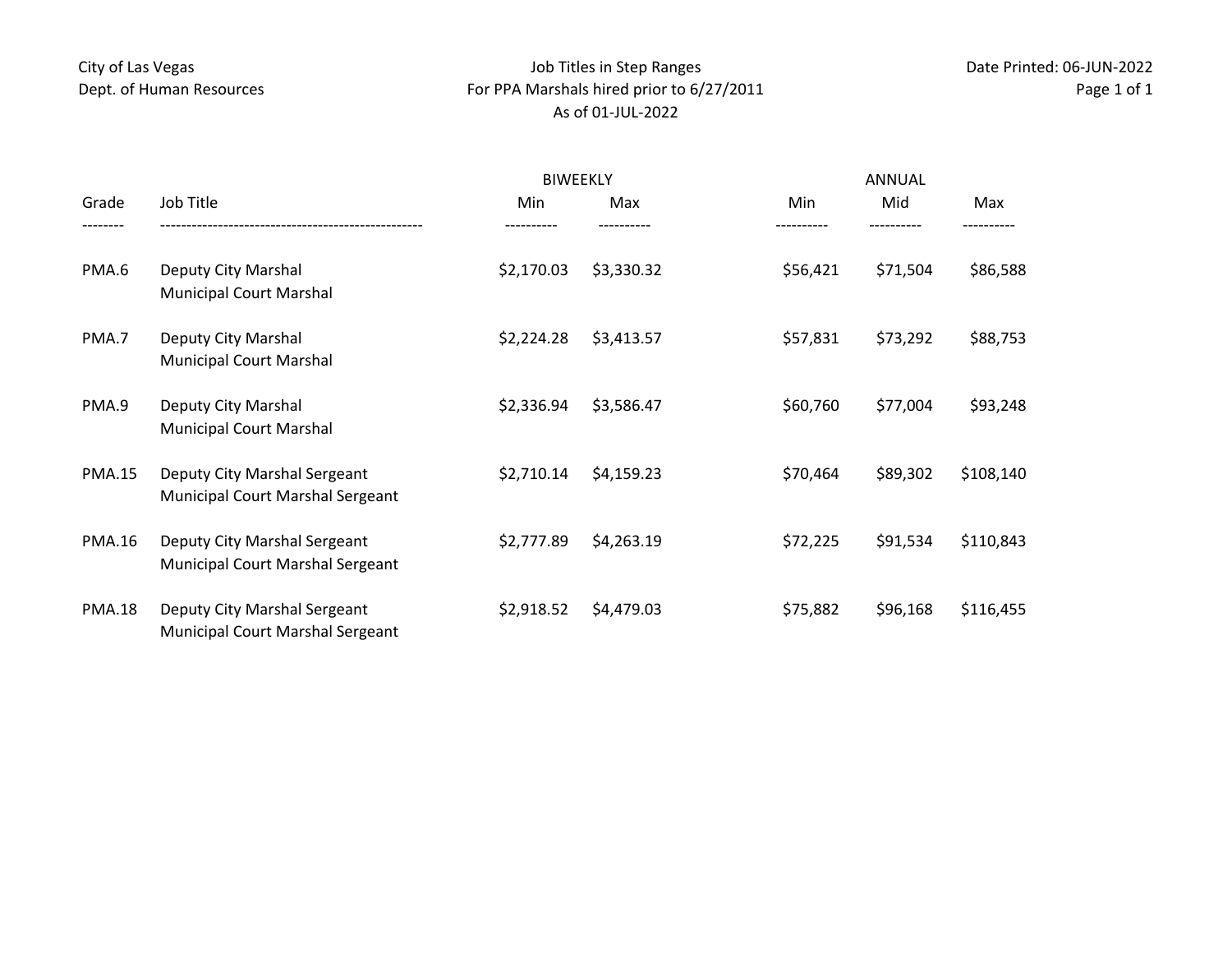City of Las Vegas
Dept. of Human Resources

# Job Titles in Step Ranges
## For PPA Marshals hired prior to 6/27/2011
### As of 01-JUL-2022

Date Printed: 06-JUN-2022

| Grade | Job Title | BIWEEKLY | | ANNUAL | | |
|---|---|---|---|---|---|---|
| | | Min | Max | Min | Mid | Max |
| PMA.6 | Deputy City Marshal<br>Municipal Court Marshal | $2,170.03 | $3,330.32 | $56,421 | $71,504 | $86,588 |
| PMA.7 | Deputy City Marshal<br>Municipal Court Marshal | $2,224.28 | $3,413.57 | $57,831 | $73,292 | $88,753 |
| PMA.9 | Deputy City Marshal<br>Municipal Court Marshal | $2,336.94 | $3,586.47 | $60,760 | $77,004 | $93,248 |
| PMA.15 | Deputy City Marshal Sergeant<br>Municipal Court Marshal Sergeant | $2,710.14 | $4,159.23 | $70,464 | $89,302 | $108,140 |
| PMA.16 | Deputy City Marshal Sergeant<br>Municipal Court Marshal Sergeant | $2,777.89 | $4,263.19 | $72,225 | $91,534 | $110,843 |
| PMA.18 | Deputy City Marshal Sergeant<br>Municipal Court Marshal Sergeant | $2,918.52 | $4,479.03 | $75,882 | $96,168 | $116,455 |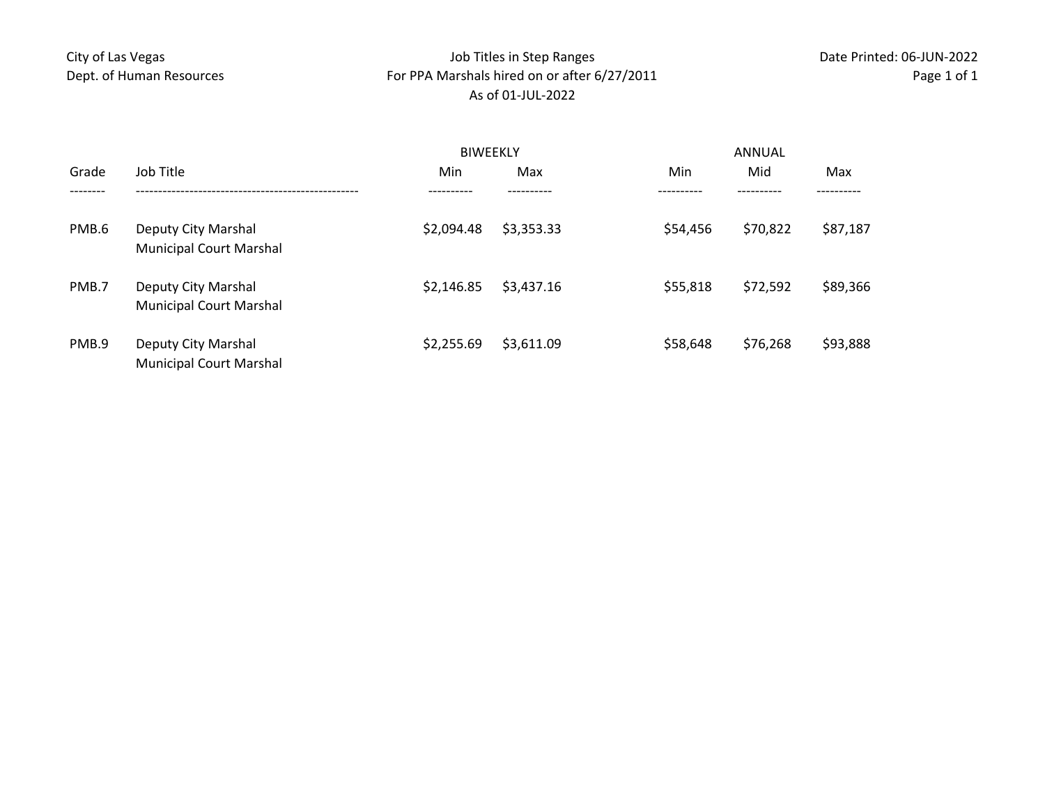City of Las Vegas
Dept. of Human Resources

Job Titles in Step Ranges
For PPA Marshals hired on or after 6/27/2011
As of 01-JUL-2022

Date Printed: 06-JUN-2022

| Grade | Job Title | BIWEEKLY Min | BIWEEKLY Max | ANNUAL Min | ANNUAL Mid | ANNUAL Max |
|---|---|---|---|---|---|---|
| PMB.6 | Deputy City Marshal<br>Municipal Court Marshal | $2,094.48 | $3,353.33 | $54,456 | $70,822 | $87,187 |
| PMB.7 | Deputy City Marshal<br>Municipal Court Marshal | $2,146.85 | $3,437.16 | $55,818 | $72,592 | $89,366 |
| PMB.9 | Deputy City Marshal<br>Municipal Court Marshal | $2,255.69 | $3,611.09 | $58,648 | $76,268 | $93,888 |